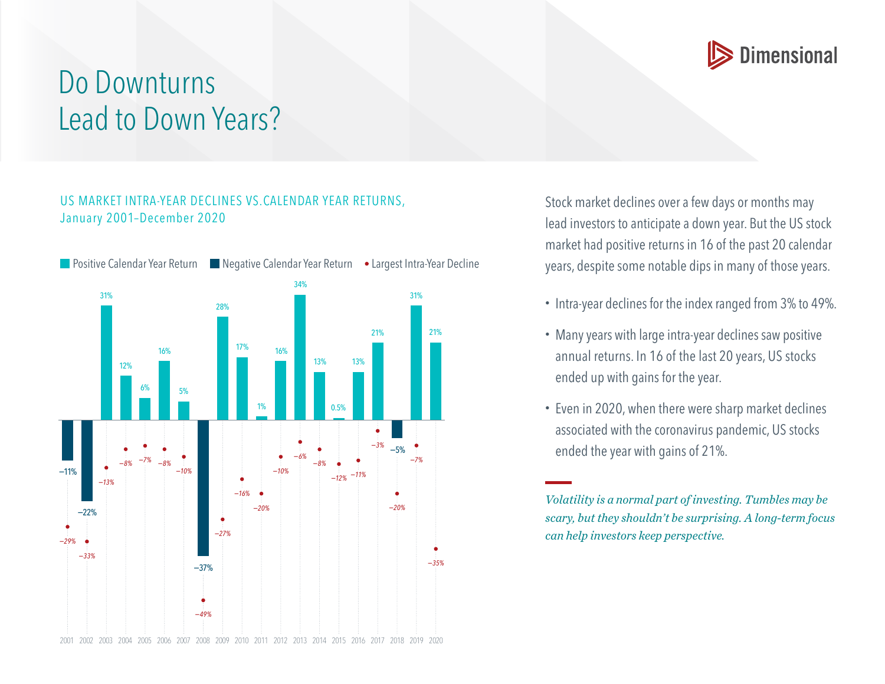# Do Downturns Lead to Down Years?

Dimensional

US MARKET INTRA-YEAR DECLINES VS. CALENDAR YEAR RETURNS, January 2001–December 2020

| Year | Calendar Year Return | Largest Intra-Year Decline |
| --- | --- | --- |
| 2001 | −11% | −29% |
| 2002 | −22% | −33% |
| 2003 | 31% | −13% |
| 2004 | 12% | −8% |
| 2005 | 6% | −7% |
| 2006 | 16% | −8% |
| 2007 | 5% | −10% |
| 2008 | −37% | −49% |
| 2009 | 28% | −27% |
| 2010 | 17% | −16% |
| 2011 | 1% | −20% |
| 2012 | 16% | −10% |
| 2013 | 34% | −6% |
| 2014 | 13% | −8% |
| 2015 | 0.5% | −12% |
| 2016 | 13% | −11% |
| 2017 | 21% | −3% |
| 2018 | −5% | −20% |
| 2019 | 31% | −7% |
| 2020 | 21% | −35% |

Positive Calendar Year Return | Negative Calendar Year Return | Largest Intra-Year Decline

Stock market declines over a few days or months may lead investors to anticipate a down year. But the US stock market had positive returns in 16 of the past 20 calendar years, despite some notable dips in many of those years.

- Intra-year declines for the index ranged from 3% to 49%.
- Many years with large intra-year declines saw positive annual returns. In 16 of the last 20 years, US stocks ended up with gains for the year.
- Even in 2020, when there were sharp market declines associated with the coronavirus pandemic, US stocks ended the year with gains of 21%.

*Volatility is a normal part of investing. Tumbles may be scary, but they shouldn't be surprising. A long-term focus can help investors keep perspective.*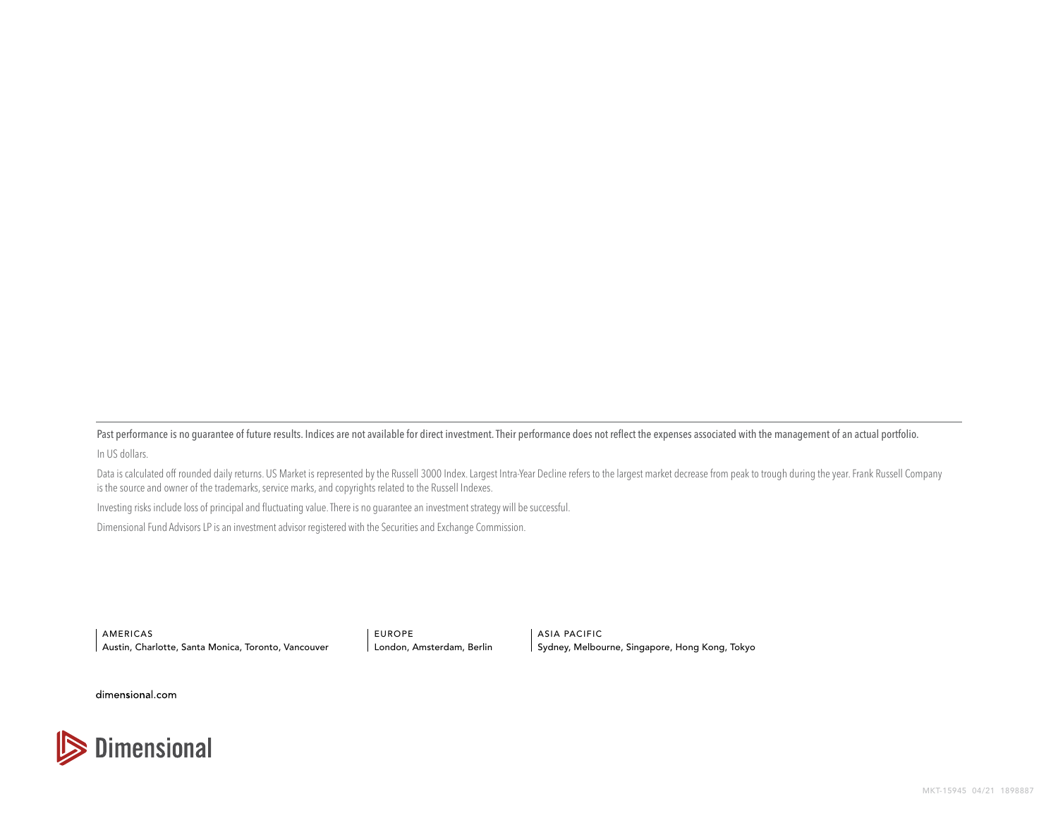**Past performance is no guarantee of future results. Indices are not available for direct investment. Their performance does not reflect the expenses associated with the management of an actual portfolio.**

In US dollars.

Data is calculated off rounded daily returns. US Market is represented by the Russell 3000 Index. Largest Intra-Year Decline refers to the largest market decrease from peak to trough during the year. Frank Russell Company is the source and owner of the trademarks, service marks, and copyrights related to the Russell Indexes.

Investing risks include loss of principal and fluctuating value. There is no guarantee an investment strategy will be successful.

Dimensional Fund Advisors LP is an investment advisor registered with the Securities and Exchange Commission.

AMERICAS
Austin, Charlotte, Santa Monica, Toronto, Vancouver

EUROPE
London, Amsterdam, Berlin

ASIA PACIFIC
Sydney, Melbourne, Singapore, Hong Kong, Tokyo

dimensional.com

Dimensional

MKT-15945 04/21 1898887